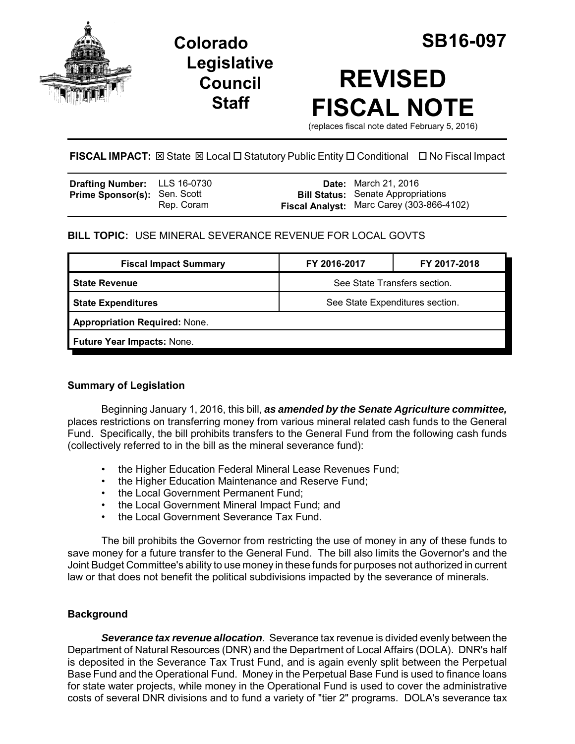Colorado Legislative Council Staff

# SB16-097

# REVISED FISCAL NOTE

(replaces fiscal note dated February 5, 2016)

**FISCAL IMPACT:** ☒ State ☒ Local ☐ Statutory Public Entity ☐ Conditional ☐ No Fiscal Impact

| | | | |
|---|---|---|---|
| **Drafting Number:** | LLS 16-0730 | **Date:** | March 21, 2016 |
| **Prime Sponsor(s):** | Sen. Scott<br>Rep. Coram | **Bill Status:** | Senate Appropriations |
| | | **Fiscal Analyst:** | Marc Carey (303-866-4102) |

**BILL TOPIC:** USE MINERAL SEVERANCE REVENUE FOR LOCAL GOVTS

| Fiscal Impact Summary | FY 2016-2017 | FY 2017-2018 |
|---|---|---|
| **State Revenue** | See State Transfers section. | |
| **State Expenditures** | See State Expenditures section. | |
| **Appropriation Required:** None. | | |
| **Future Year Impacts:** None. | | |

### Summary of Legislation

Beginning January 1, 2016, this bill, ***as amended by the Senate Agriculture committee,*** places restrictions on transferring money from various mineral related cash funds to the General Fund. Specifically, the bill prohibits transfers to the General Fund from the following cash funds (collectively referred to in the bill as the mineral severance fund):

- the Higher Education Federal Mineral Lease Revenues Fund;
- the Higher Education Maintenance and Reserve Fund;
- the Local Government Permanent Fund;
- the Local Government Mineral Impact Fund; and
- the Local Government Severance Tax Fund.

The bill prohibits the Governor from restricting the use of money in any of these funds to save money for a future transfer to the General Fund. The bill also limits the Governor's and the Joint Budget Committee's ability to use money in these funds for purposes not authorized in current law or that does not benefit the political subdivisions impacted by the severance of minerals.

### Background

***Severance tax revenue allocation***. Severance tax revenue is divided evenly between the Department of Natural Resources (DNR) and the Department of Local Affairs (DOLA). DNR's half is deposited in the Severance Tax Trust Fund, and is again evenly split between the Perpetual Base Fund and the Operational Fund. Money in the Perpetual Base Fund is used to finance loans for state water projects, while money in the Operational Fund is used to cover the administrative costs of several DNR divisions and to fund a variety of "tier 2" programs. DOLA's severance tax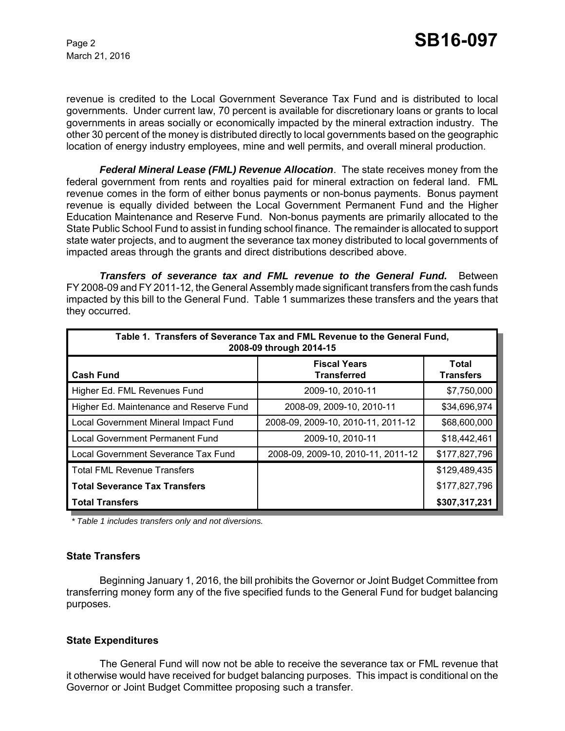revenue is credited to the Local Government Severance Tax Fund and is distributed to local governments. Under current law, 70 percent is available for discretionary loans or grants to local governments in areas socially or economically impacted by the mineral extraction industry. The other 30 percent of the money is distributed directly to local governments based on the geographic location of energy industry employees, mine and well permits, and overall mineral production.

***Federal Mineral Lease (FML) Revenue Allocation***. The state receives money from the federal government from rents and royalties paid for mineral extraction on federal land. FML revenue comes in the form of either bonus payments or non-bonus payments. Bonus payment revenue is equally divided between the Local Government Permanent Fund and the Higher Education Maintenance and Reserve Fund. Non-bonus payments are primarily allocated to the State Public School Fund to assist in funding school finance. The remainder is allocated to support state water projects, and to augment the severance tax money distributed to local governments of impacted areas through the grants and direct distributions described above.

***Transfers of severance tax and FML revenue to the General Fund.*** Between FY 2008-09 and FY 2011-12, the General Assembly made significant transfers from the cash funds impacted by this bill to the General Fund. Table 1 summarizes these transfers and the years that they occurred.

| Table 1. Transfers of Severance Tax and FML Revenue to the General Fund, 2008-09 through 2014-15 | | |
|---|---|---|
| **Cash Fund** | **Fiscal Years Transferred** | **Total Transfers** |
| Higher Ed. FML Revenues Fund | 2009-10, 2010-11 | $7,750,000 |
| Higher Ed. Maintenance and Reserve Fund | 2008-09, 2009-10, 2010-11 | $34,696,974 |
| Local Government Mineral Impact Fund | 2008-09, 2009-10, 2010-11, 2011-12 | $68,600,000 |
| Local Government Permanent Fund | 2009-10, 2010-11 | $18,442,461 |
| Local Government Severance Tax Fund | 2008-09, 2009-10, 2010-11, 2011-12 | $177,827,796 |
| Total FML Revenue Transfers | | $129,489,435 |
| **Total Severance Tax Transfers** | | $177,827,796 |
| **Total Transfers** | | **$307,317,231** |

*\* Table 1 includes transfers only and not diversions.*

### State Transfers

Beginning January 1, 2016, the bill prohibits the Governor or Joint Budget Committee from transferring money form any of the five specified funds to the General Fund for budget balancing purposes.

### State Expenditures

The General Fund will now not be able to receive the severance tax or FML revenue that it otherwise would have received for budget balancing purposes. This impact is conditional on the Governor or Joint Budget Committee proposing such a transfer.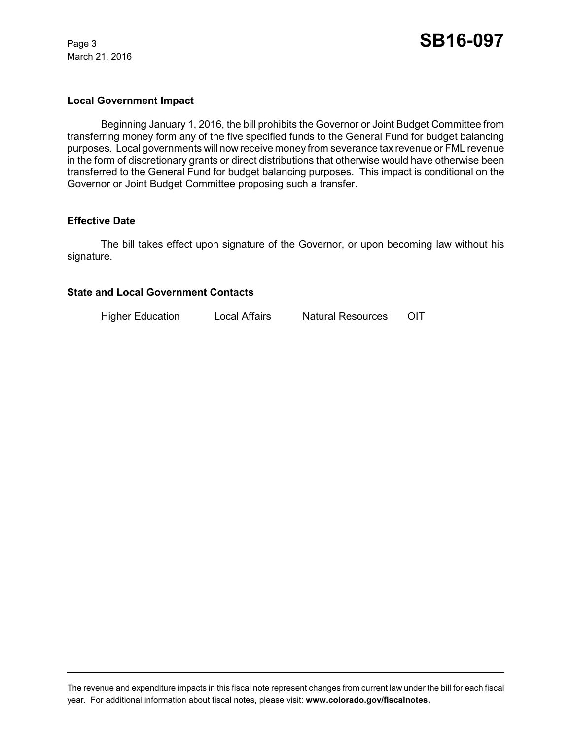## Local Government Impact

Beginning January 1, 2016, the bill prohibits the Governor or Joint Budget Committee from transferring money form any of the five specified funds to the General Fund for budget balancing purposes. Local governments will now receive money from severance tax revenue or FML revenue in the form of discretionary grants or direct distributions that otherwise would have otherwise been transferred to the General Fund for budget balancing purposes. This impact is conditional on the Governor or Joint Budget Committee proposing such a transfer.

## Effective Date

The bill takes effect upon signature of the Governor, or upon becoming law without his signature.

## State and Local Government Contacts

| | | | |
|---|---|---|---|
| Higher Education | Local Affairs | Natural Resources | OIT |

The revenue and expenditure impacts in this fiscal note represent changes from current law under the bill for each fiscal year. For additional information about fiscal notes, please visit: **www.colorado.gov/fiscalnotes.**